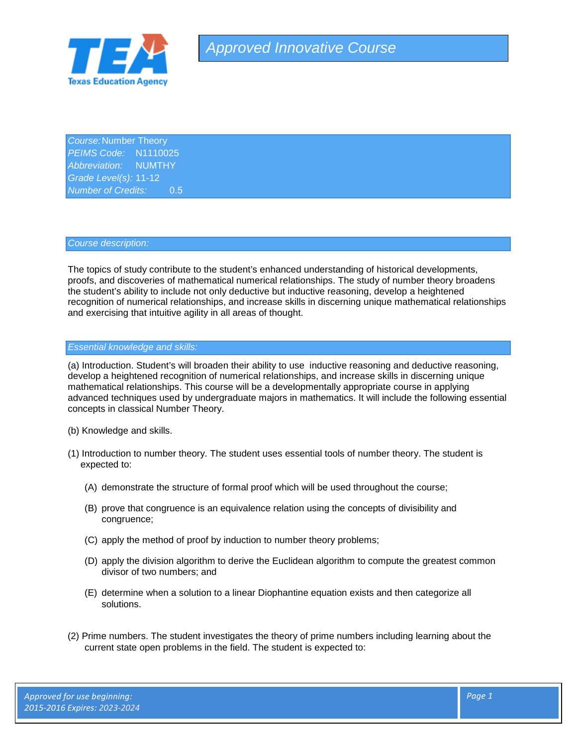# Approved Innovative Course

*Course:* Number Theory
*PEIMS Code:* N1110025
*Abbreviation:* NUMTHY
*Grade Level(s):* 11-12
*Number of Credits:* 0.5

## *Course description:*

The topics of study contribute to the student's enhanced understanding of historical developments, proofs, and discoveries of mathematical numerical relationships. The study of number theory broadens the student's ability to include not only deductive but inductive reasoning, develop a heightened recognition of numerical relationships, and increase skills in discerning unique mathematical relationships and exercising that intuitive agility in all areas of thought.

## *Essential knowledge and skills:*

(a) Introduction. Student's will broaden their ability to use inductive reasoning and deductive reasoning, develop a heightened recognition of numerical relationships, and increase skills in discerning unique mathematical relationships. This course will be a developmentally appropriate course in applying advanced techniques used by undergraduate majors in mathematics. It will include the following essential concepts in classical Number Theory.

(b) Knowledge and skills.

(1) Introduction to number theory. The student uses essential tools of number theory. The student is expected to:

- (A) demonstrate the structure of formal proof which will be used throughout the course;
- (B) prove that congruence is an equivalence relation using the concepts of divisibility and congruence;
- (C) apply the method of proof by induction to number theory problems;
- (D) apply the division algorithm to derive the Euclidean algorithm to compute the greatest common divisor of two numbers; and
- (E) determine when a solution to a linear Diophantine equation exists and then categorize all solutions.

(2) Prime numbers. The student investigates the theory of prime numbers including learning about the current state open problems in the field. The student is expected to:

*Approved for use beginning: 2015-2016 Expires: 2023-2024*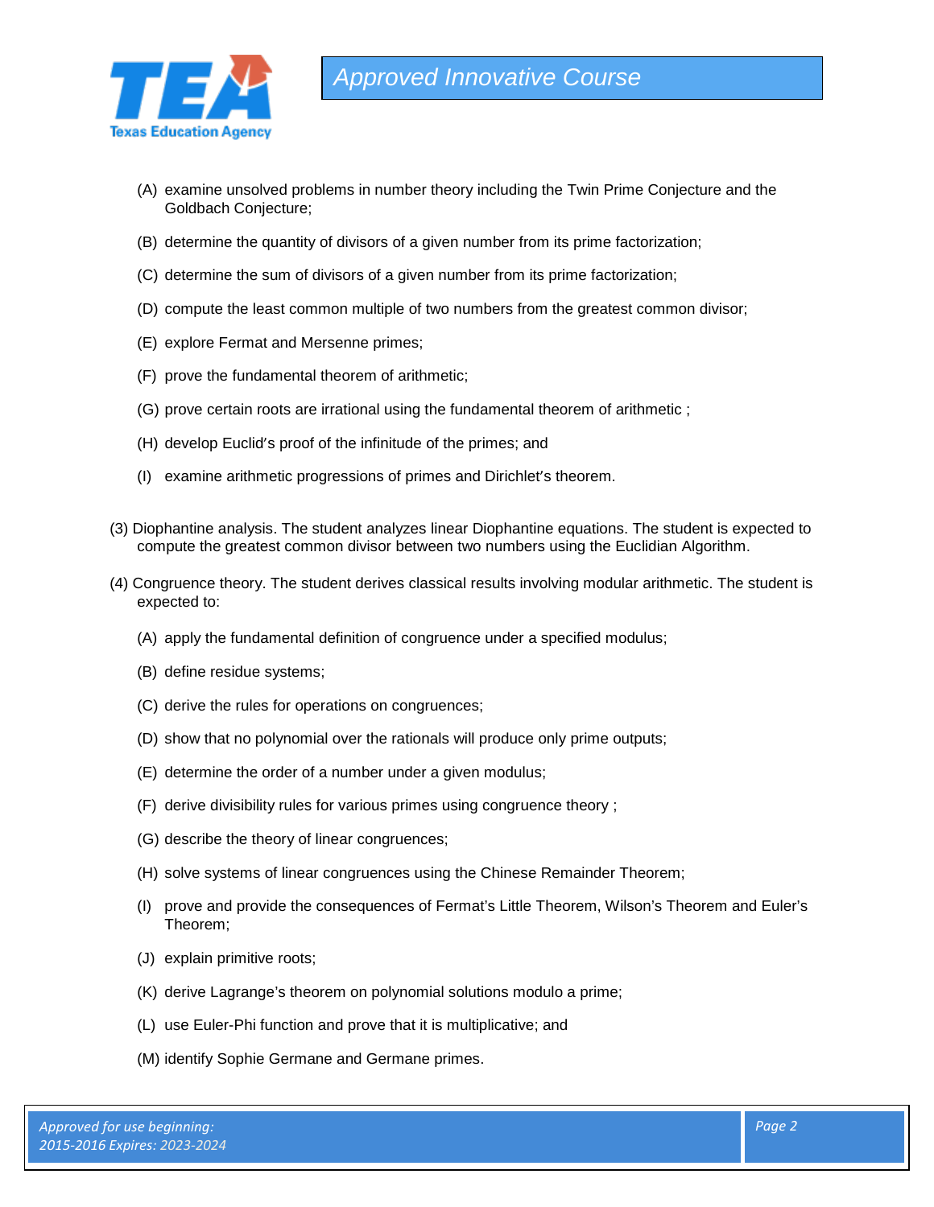(A) examine unsolved problems in number theory including the Twin Prime Conjecture and the Goldbach Conjecture;

(B) determine the quantity of divisors of a given number from its prime factorization;

(C) determine the sum of divisors of a given number from its prime factorization;

(D) compute the least common multiple of two numbers from the greatest common divisor;

(E) explore Fermat and Mersenne primes;

(F) prove the fundamental theorem of arithmetic;

(G) prove certain roots are irrational using the fundamental theorem of arithmetic ;

(H) develop Euclid's proof of the infinitude of the primes; and

(I) examine arithmetic progressions of primes and Dirichlet's theorem.

(3) Diophantine analysis. The student analyzes linear Diophantine equations. The student is expected to compute the greatest common divisor between two numbers using the Euclidian Algorithm.

(4) Congruence theory. The student derives classical results involving modular arithmetic. The student is expected to:

(A) apply the fundamental definition of congruence under a specified modulus;

(B) define residue systems;

(C) derive the rules for operations on congruences;

(D) show that no polynomial over the rationals will produce only prime outputs;

(E) determine the order of a number under a given modulus;

(F) derive divisibility rules for various primes using congruence theory ;

(G) describe the theory of linear congruences;

(H) solve systems of linear congruences using the Chinese Remainder Theorem;

(I) prove and provide the consequences of Fermat's Little Theorem, Wilson's Theorem and Euler's Theorem;

(J) explain primitive roots;

(K) derive Lagrange's theorem on polynomial solutions modulo a prime;

(L) use Euler-Phi function and prove that it is multiplicative; and

(M) identify Sophie Germane and Germane primes.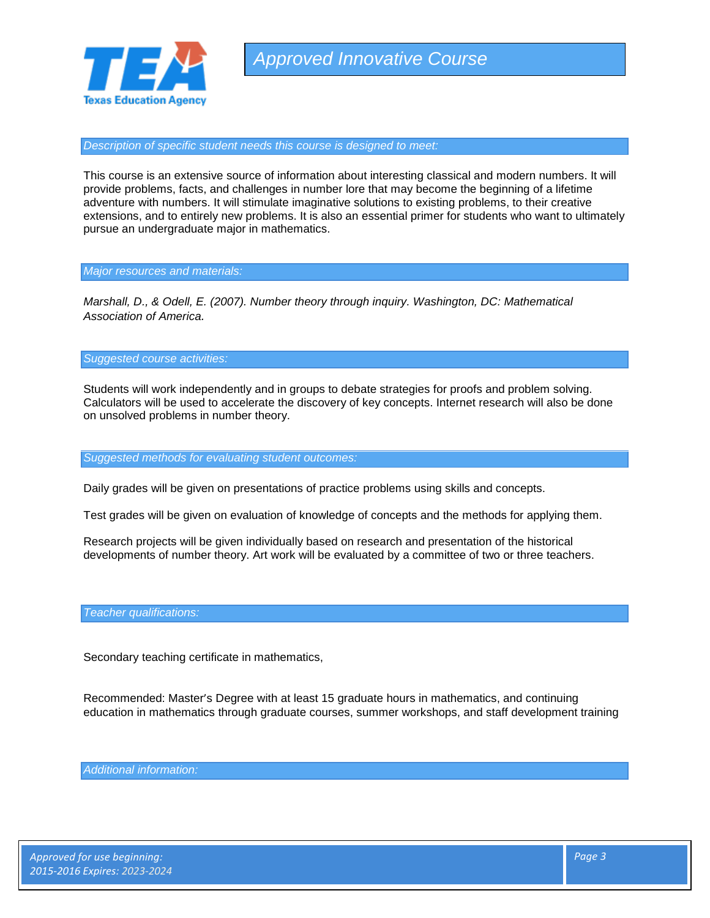## Approved Innovative Course

### *Description of specific student needs this course is designed to meet:*

This course is an extensive source of information about interesting classical and modern numbers. It will provide problems, facts, and challenges in number lore that may become the beginning of a lifetime adventure with numbers. It will stimulate imaginative solutions to existing problems, to their creative extensions, and to entirely new problems. It is also an essential primer for students who want to ultimately pursue an undergraduate major in mathematics.

### *Major resources and materials:*

*Marshall, D., & Odell, E. (2007). Number theory through inquiry. Washington, DC: Mathematical Association of America.*

### *Suggested course activities:*

Students will work independently and in groups to debate strategies for proofs and problem solving. Calculators will be used to accelerate the discovery of key concepts. Internet research will also be done on unsolved problems in number theory.

### *Suggested methods for evaluating student outcomes:*

Daily grades will be given on presentations of practice problems using skills and concepts.

Test grades will be given on evaluation of knowledge of concepts and the methods for applying them.

Research projects will be given individually based on research and presentation of the historical developments of number theory. Art work will be evaluated by a committee of two or three teachers.

### *Teacher qualifications:*

Secondary teaching certificate in mathematics,

Recommended: Master's Degree with at least 15 graduate hours in mathematics, and continuing education in mathematics through graduate courses, summer workshops, and staff development training

### *Additional information:*

*Approved for use beginning: 2015-2016 Expires: 2023-2024*